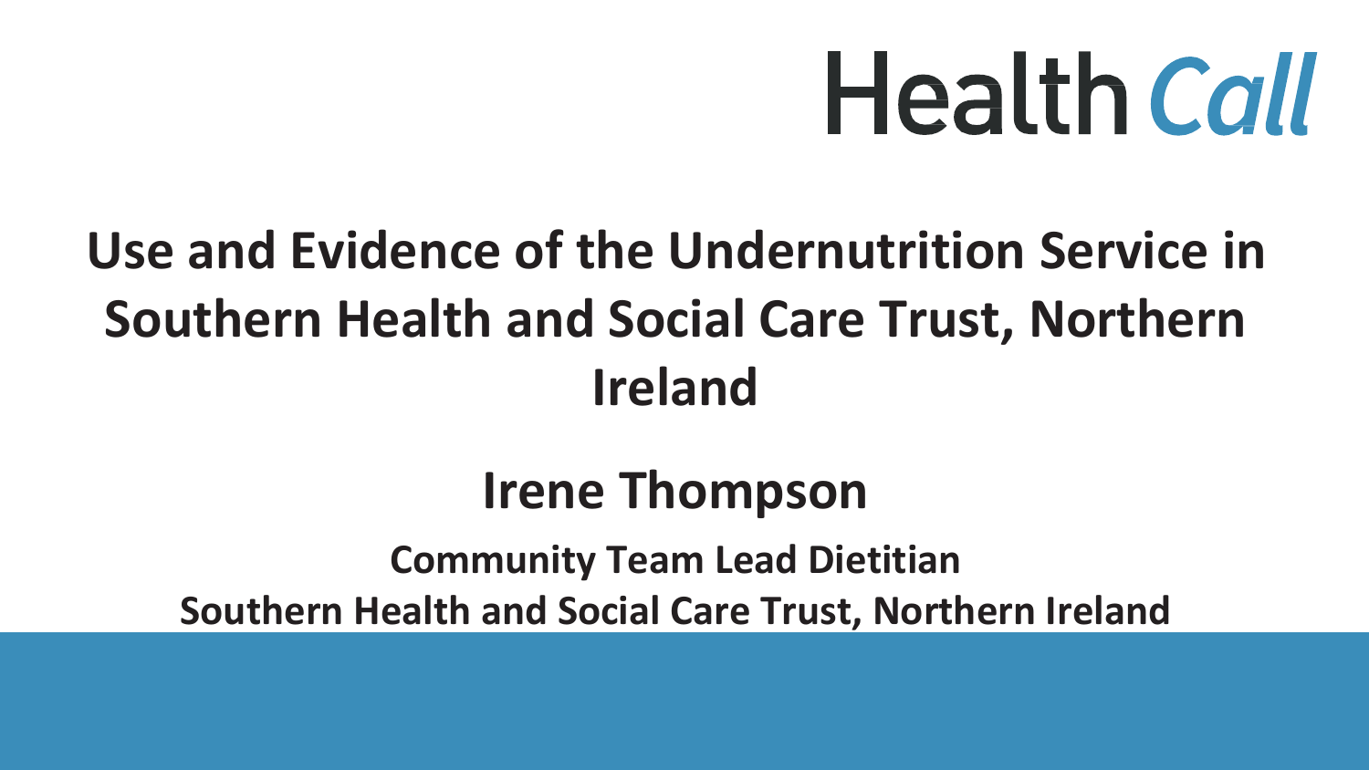Health Call

# Use and Evidence of the Undernutrition Service in Southern Health and Social Care Trust, Northern Ireland

## Irene Thompson

**Community Team Lead Dietitian**

**Southern Health and Social Care Trust, Northern Ireland**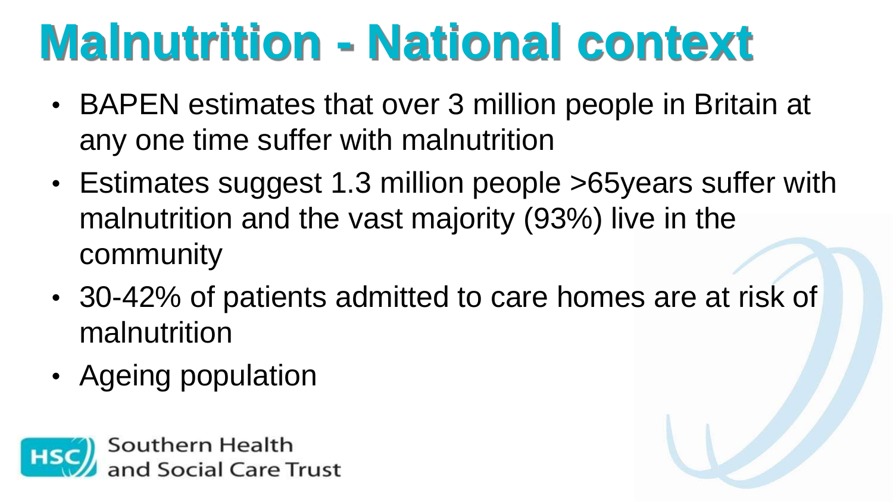# Malnutrition - National context

- BAPEN estimates that over 3 million people in Britain at any one time suffer with malnutrition
- Estimates suggest 1.3 million people >65years suffer with malnutrition and the vast majority (93%) live in the community
- 30-42% of patients admitted to care homes are at risk of malnutrition
- Ageing population

Southern Health and Social Care Trust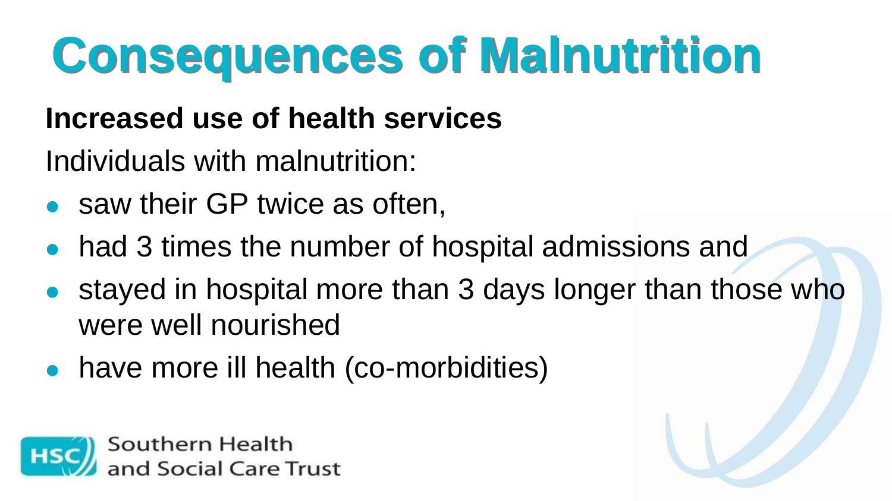# Consequences of Malnutrition

**Increased use of health services**

Individuals with malnutrition:

- saw their GP twice as often,
- had 3 times the number of hospital admissions and
- stayed in hospital more than 3 days longer than those who were well nourished
- have more ill health (co-morbidities)

Southern Health and Social Care Trust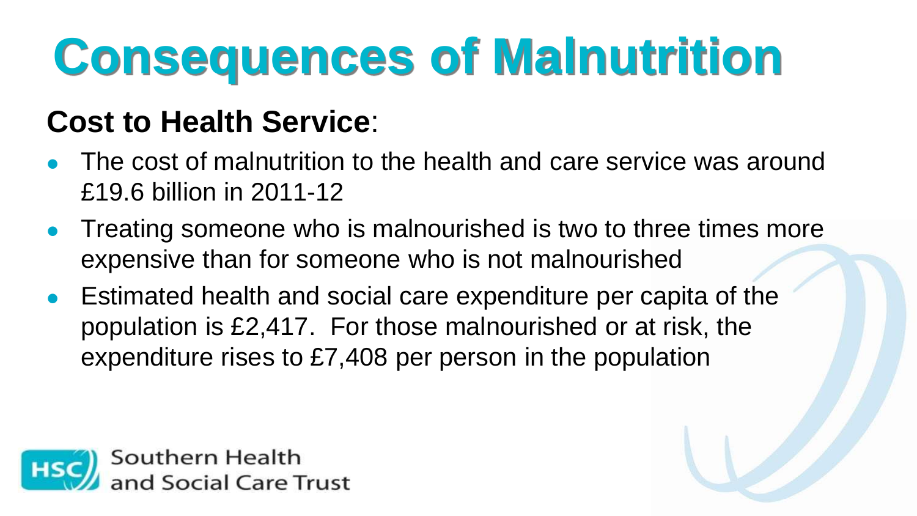# Consequences of Malnutrition

**Cost to Health Service**:

- The cost of malnutrition to the health and care service was around £19.6 billion in 2011-12
- Treating someone who is malnourished is two to three times more expensive than for someone who is not malnourished
- Estimated health and social care expenditure per capita of the population is £2,417. For those malnourished or at risk, the expenditure rises to £7,408 per person in the population

HSC Southern Health and Social Care Trust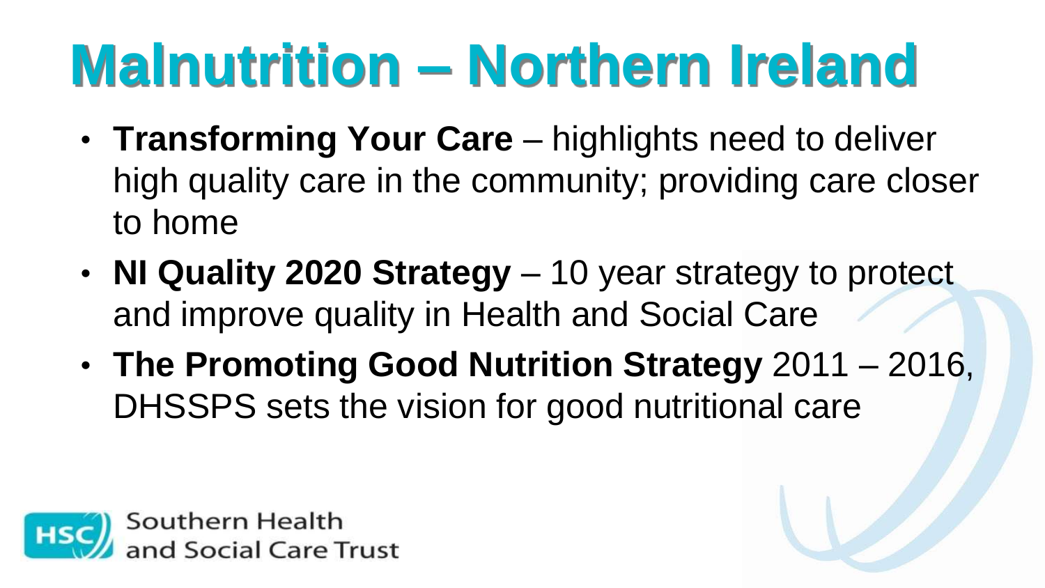# Malnutrition – Northern Ireland

- **Transforming Your Care** – highlights need to deliver high quality care in the community; providing care closer to home
- **NI Quality 2020 Strategy** – 10 year strategy to protect and improve quality in Health and Social Care
- **The Promoting Good Nutrition Strategy** 2011 – 2016, DHSSPS sets the vision for good nutritional care

Southern Health and Social Care Trust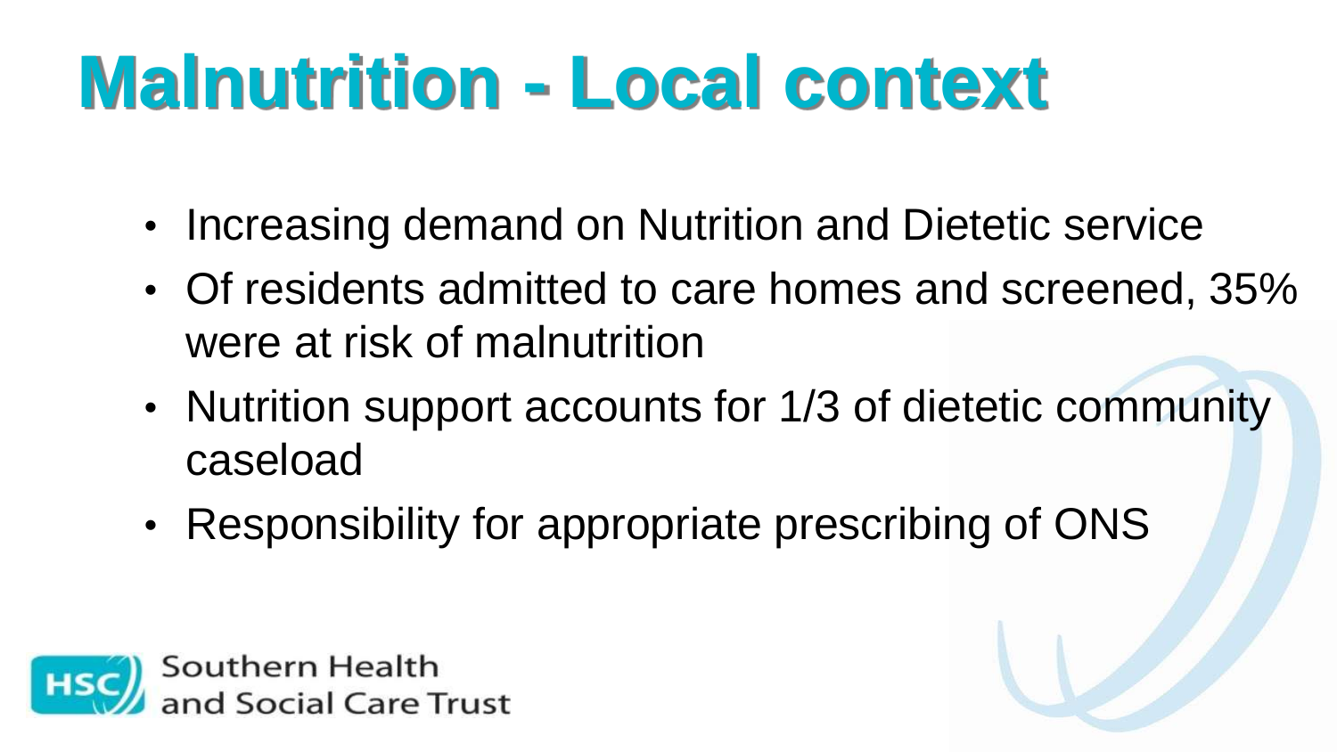# Malnutrition - Local context

- Increasing demand on Nutrition and Dietetic service
- Of residents admitted to care homes and screened, 35% were at risk of malnutrition
- Nutrition support accounts for 1/3 of dietetic community caseload
- Responsibility for appropriate prescribing of ONS

Southern Health and Social Care Trust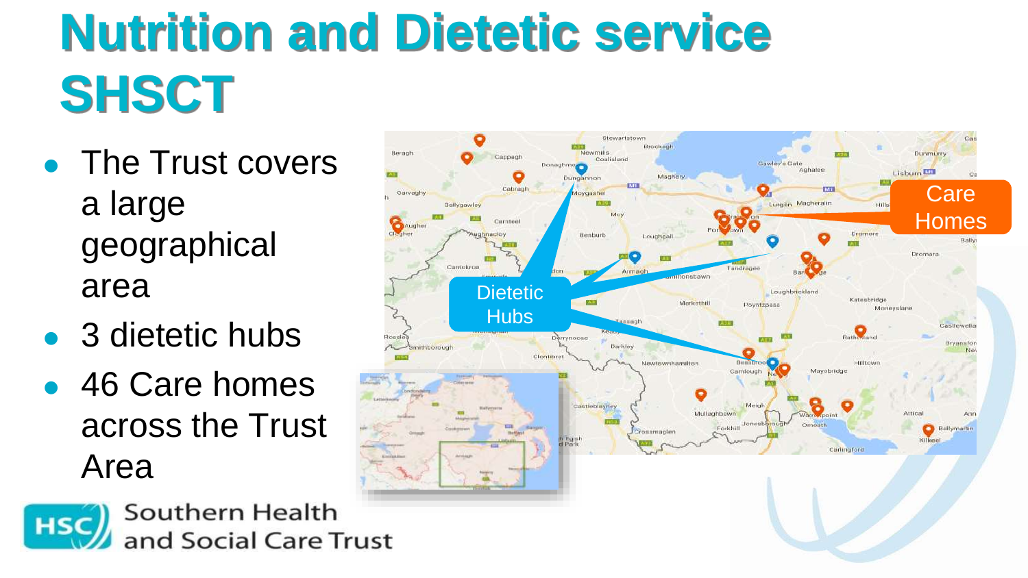# Nutrition and Dietetic service SHSCT

- The Trust covers a large geographical area
- 3 dietetic hubs
- 46 Care homes across the Trust Area

Dietetic Hubs

Care Homes

Southern Health and Social Care Trust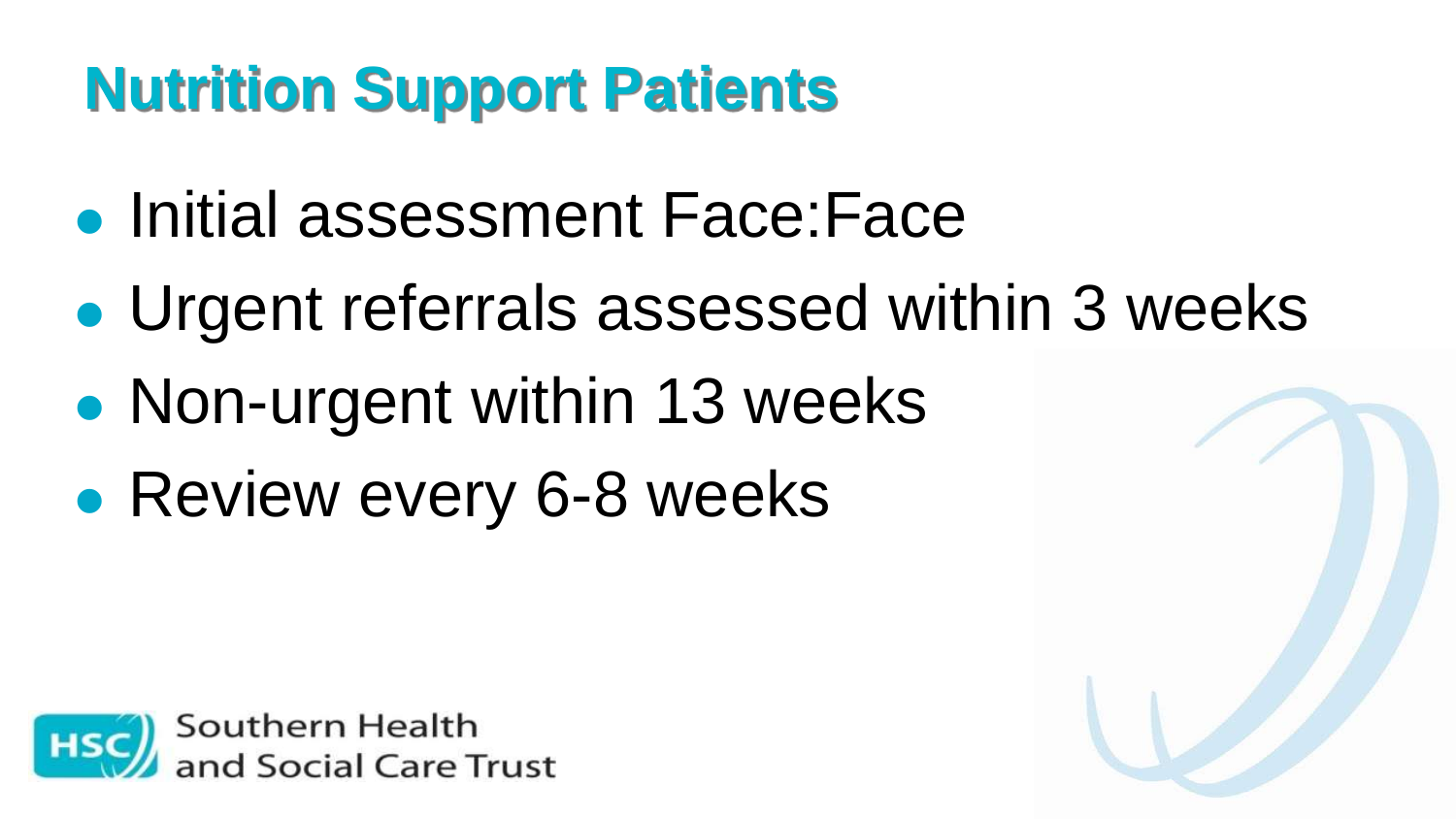# Nutrition Support Patients

- Initial assessment Face:Face
- Urgent referrals assessed within 3 weeks
- Non-urgent within 13 weeks
- Review every 6-8 weeks

Southern Health and Social Care Trust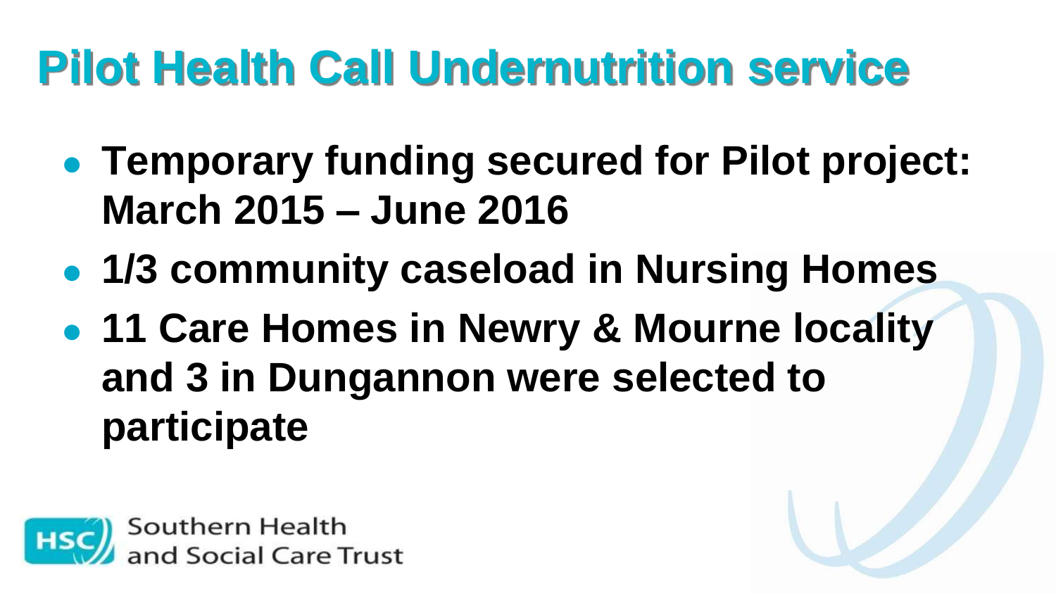# Pilot Health Call Undernutrition service

- **Temporary funding secured for Pilot project: March 2015 – June 2016**
- **1/3 community caseload in Nursing Homes**
- **11 Care Homes in Newry & Mourne locality and 3 in Dungannon were selected to participate**

Southern Health and Social Care Trust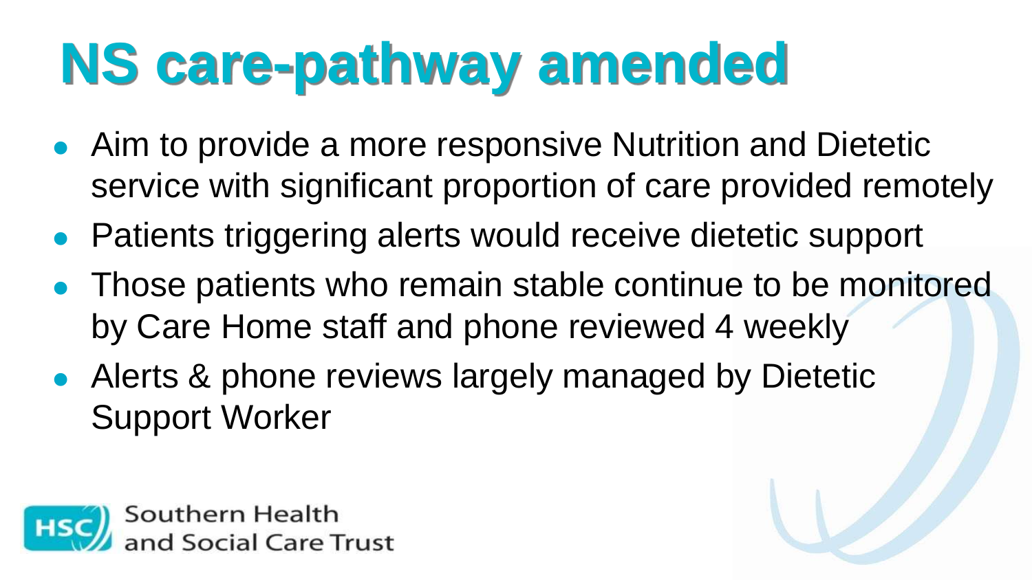# NS care-pathway amended

- Aim to provide a more responsive Nutrition and Dietetic service with significant proportion of care provided remotely
- Patients triggering alerts would receive dietetic support
- Those patients who remain stable continue to be monitored by Care Home staff and phone reviewed 4 weekly
- Alerts & phone reviews largely managed by Dietetic Support Worker

HSC Southern Health and Social Care Trust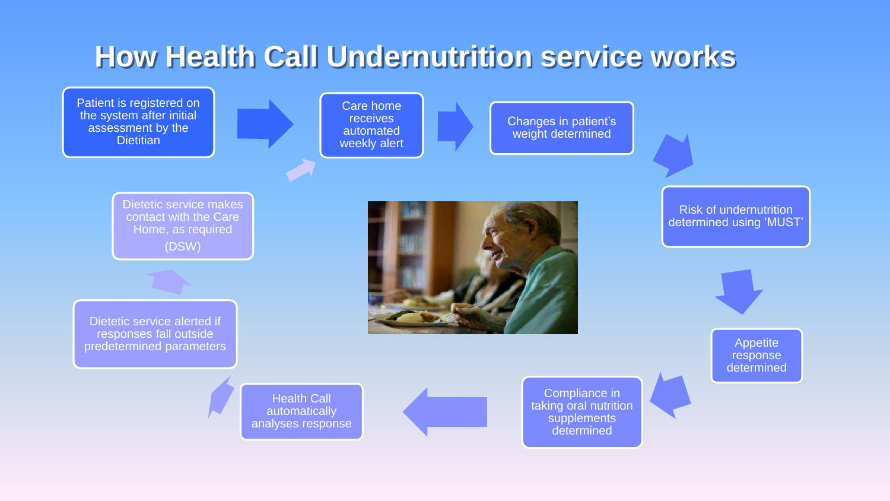# How Health Call Undernutrition service works

1. Patient is registered on the system after initial assessment by the Dietitian
2. Care home receives automated weekly alert
3. Changes in patient's weight determined
4. Risk of undernutrition determined using 'MUST'
5. Appetite response determined
6. Compliance in taking oral nutrition supplements determined
7. Health Call automatically analyses response
8. Dietetic service alerted if responses fall outside predetermined parameters
9. Dietetic service makes contact with the Care Home, as required (DSW)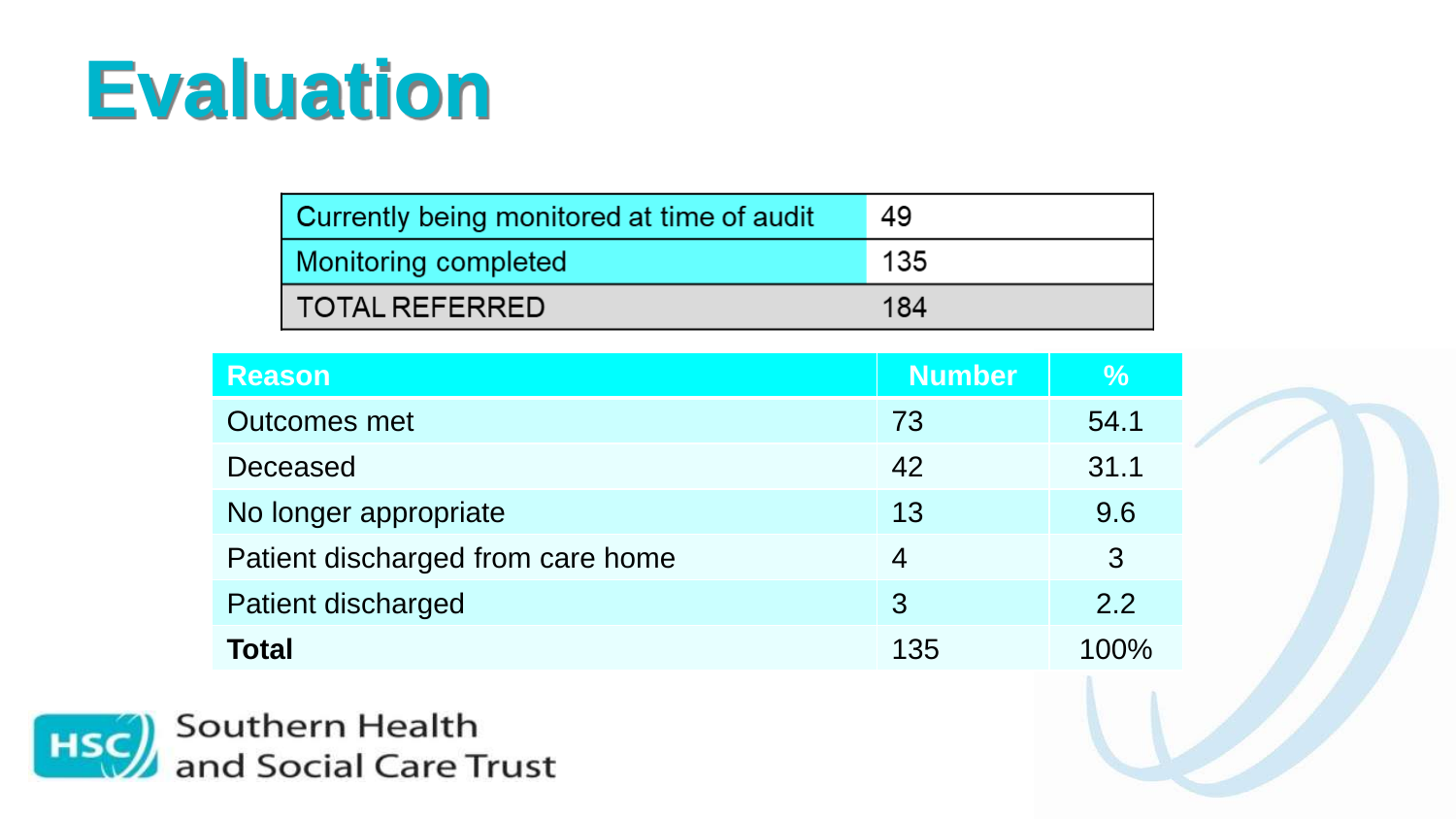# Evaluation

| Currently being monitored at time of audit | 49 |
| --- | --- |
| Monitoring completed | 135 |
| TOTAL REFERRED | 184 |

| Reason | Number | % |
| --- | --- | --- |
| Outcomes met | 73 | 54.1 |
| Deceased | 42 | 31.1 |
| No longer appropriate | 13 | 9.6 |
| Patient discharged from care home | 4 | 3 |
| Patient discharged | 3 | 2.2 |
| **Total** | 135 | 100% |

HSC Southern Health and Social Care Trust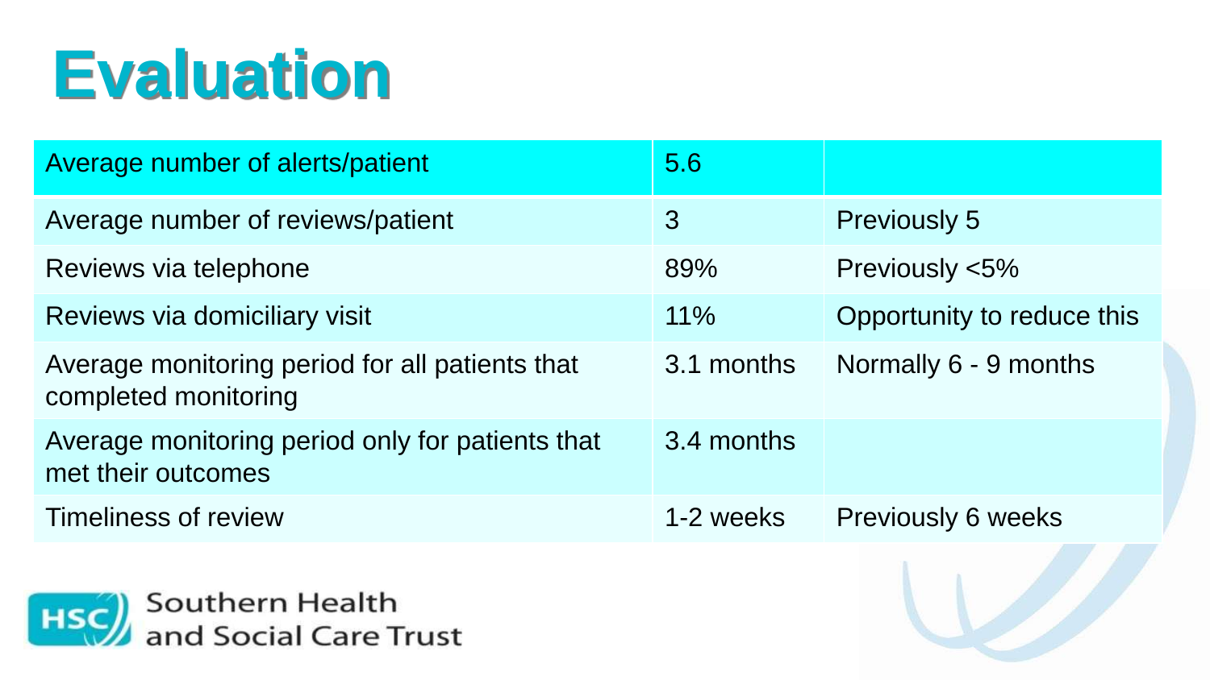# Evaluation

| Average number of alerts/patient | 5.6 | |
| --- | --- | --- |
| Average number of reviews/patient | 3 | Previously 5 |
| Reviews via telephone | 89% | Previously <5% |
| Reviews via domiciliary visit | 11% | Opportunity to reduce this |
| Average monitoring period for all patients that completed monitoring | 3.1 months | Normally 6 - 9 months |
| Average monitoring period only for patients that met their outcomes | 3.4 months | |
| Timeliness of review | 1-2 weeks | Previously 6 weeks |

HSC Southern Health and Social Care Trust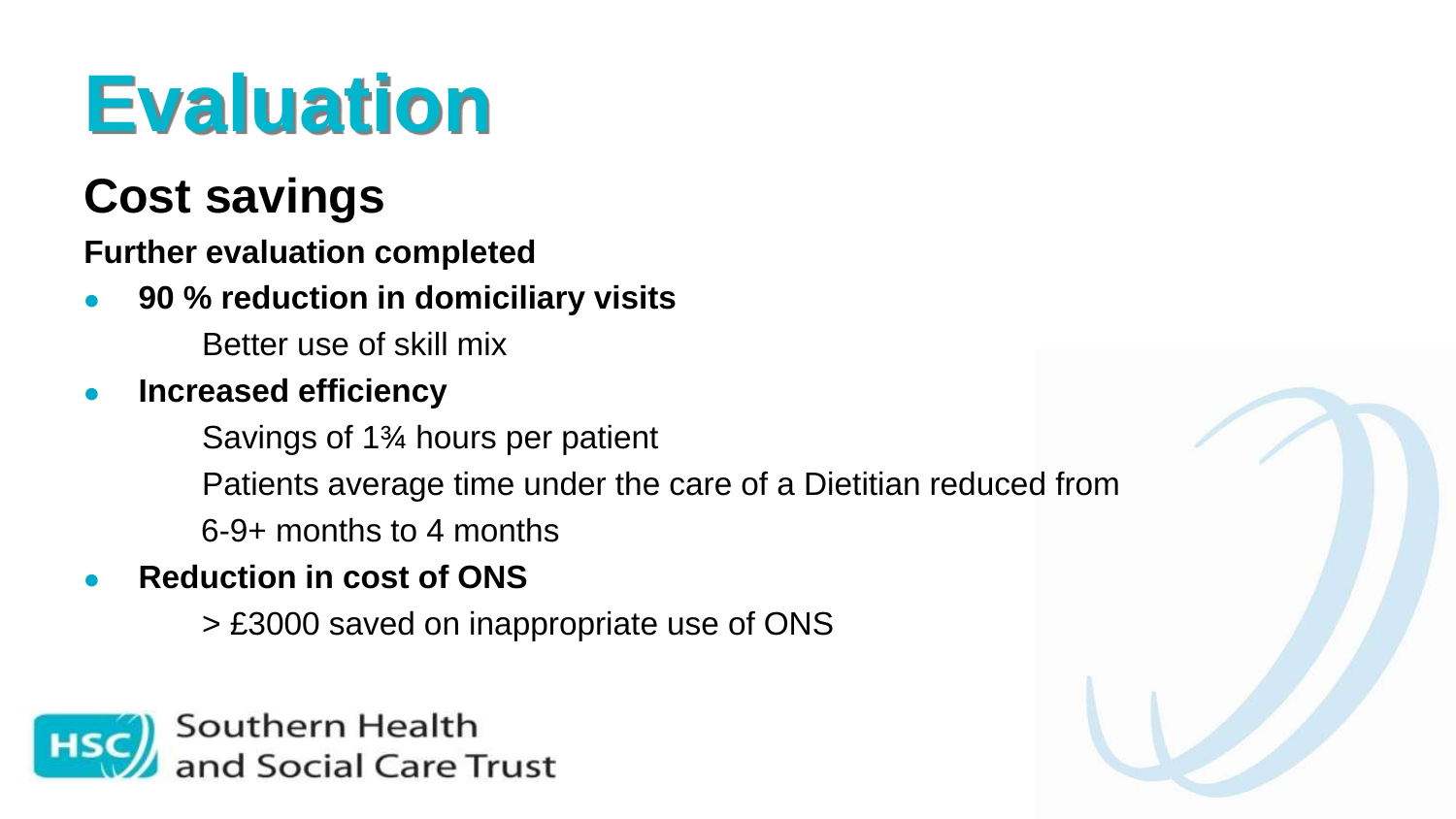# Evaluation

## Cost savings

**Further evaluation completed**

- **90 % reduction in domiciliary visits**

  Better use of skill mix

- **Increased efficiency**

  Savings of 1¾ hours per patient

  Patients average time under the care of a Dietitian reduced from 6-9+ months to 4 months

- **Reduction in cost of ONS**

  > £3000 saved on inappropriate use of ONS

Southern Health and Social Care Trust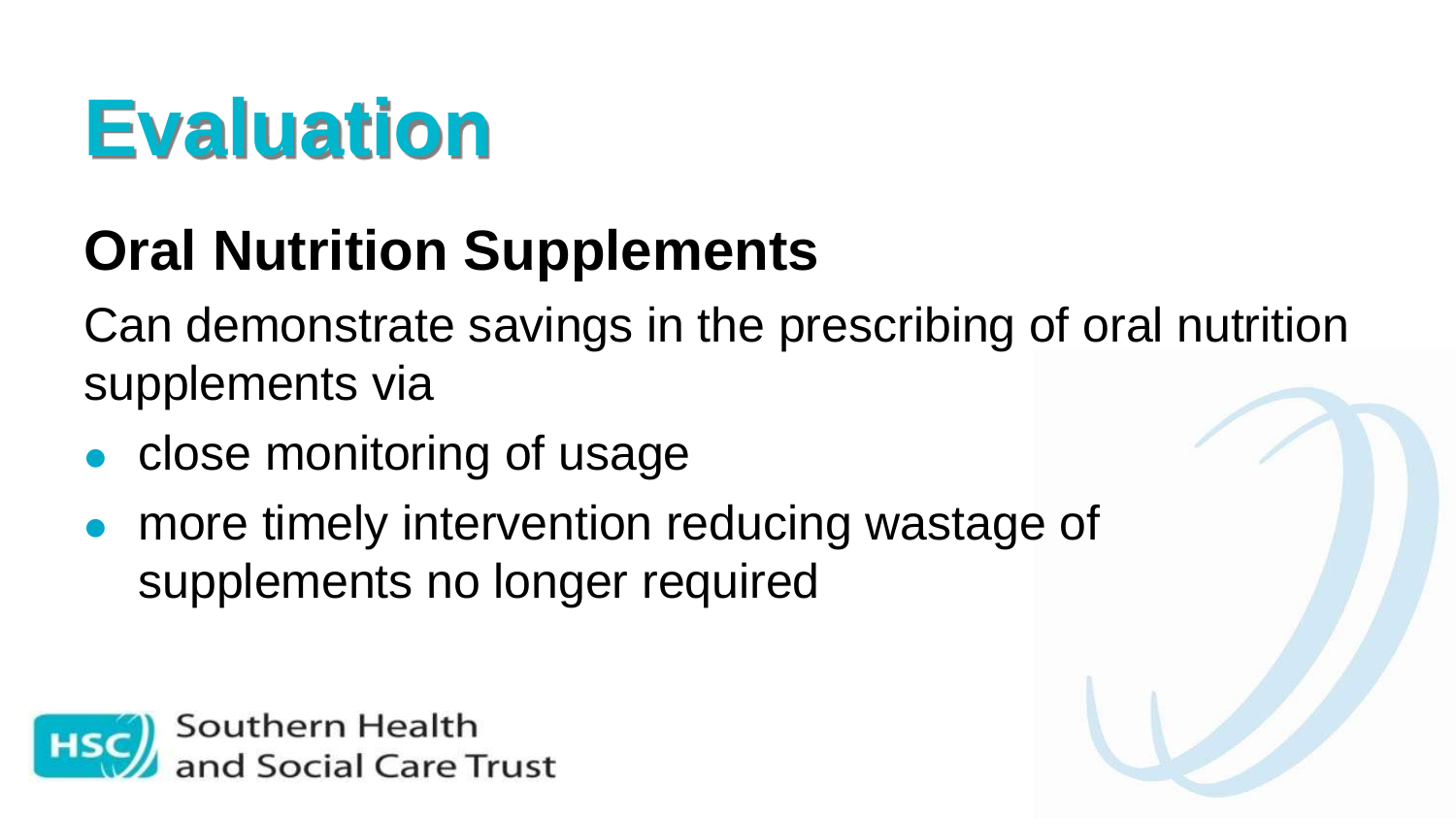# Evaluation

## Oral Nutrition Supplements

Can demonstrate savings in the prescribing of oral nutrition supplements via

- close monitoring of usage
- more timely intervention reducing wastage of supplements no longer required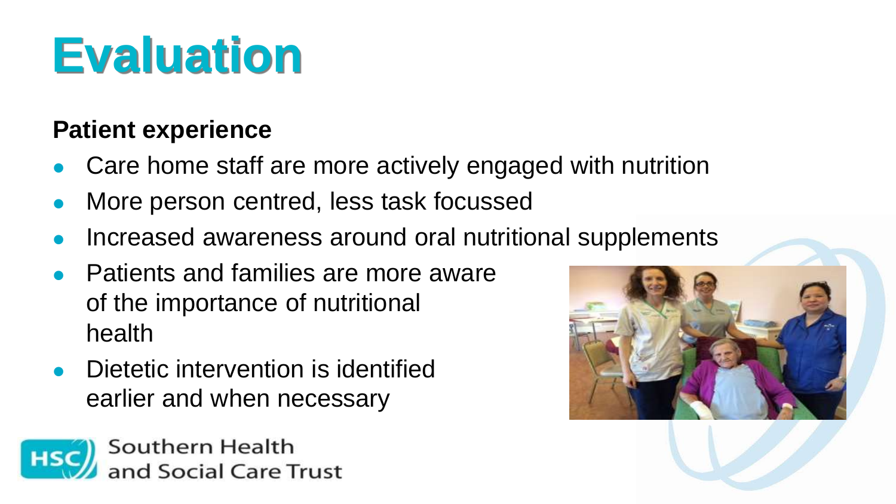# Evaluation

**Patient experience**

- Care home staff are more actively engaged with nutrition
- More person centred, less task focussed
- Increased awareness around oral nutritional supplements
- Patients and families are more aware of the importance of nutritional health
- Dietetic intervention is identified earlier and when necessary

Southern Health and Social Care Trust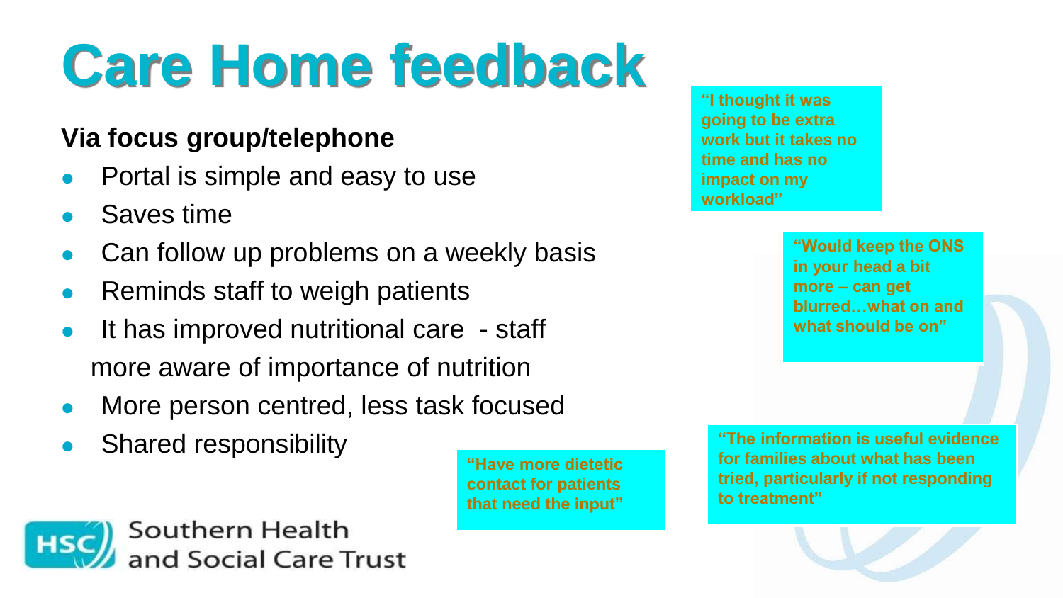# Care Home feedback

**Via focus group/telephone**

- Portal is simple and easy to use
- Saves time
- Can follow up problems on a weekly basis
- Reminds staff to weigh patients
- It has improved nutritional care - staff more aware of importance of nutrition
- More person centred, less task focused
- Shared responsibility

**"I thought it was going to be extra work but it takes no time and has no impact on my workload"**

**"Would keep the ONS in your head a bit more – can get blurred…what on and what should be on"**

**"Have more dietetic contact for patients that need the input"**

**"The information is useful evidence for families about what has been tried, particularly if not responding to treatment"**

Southern Health and Social Care Trust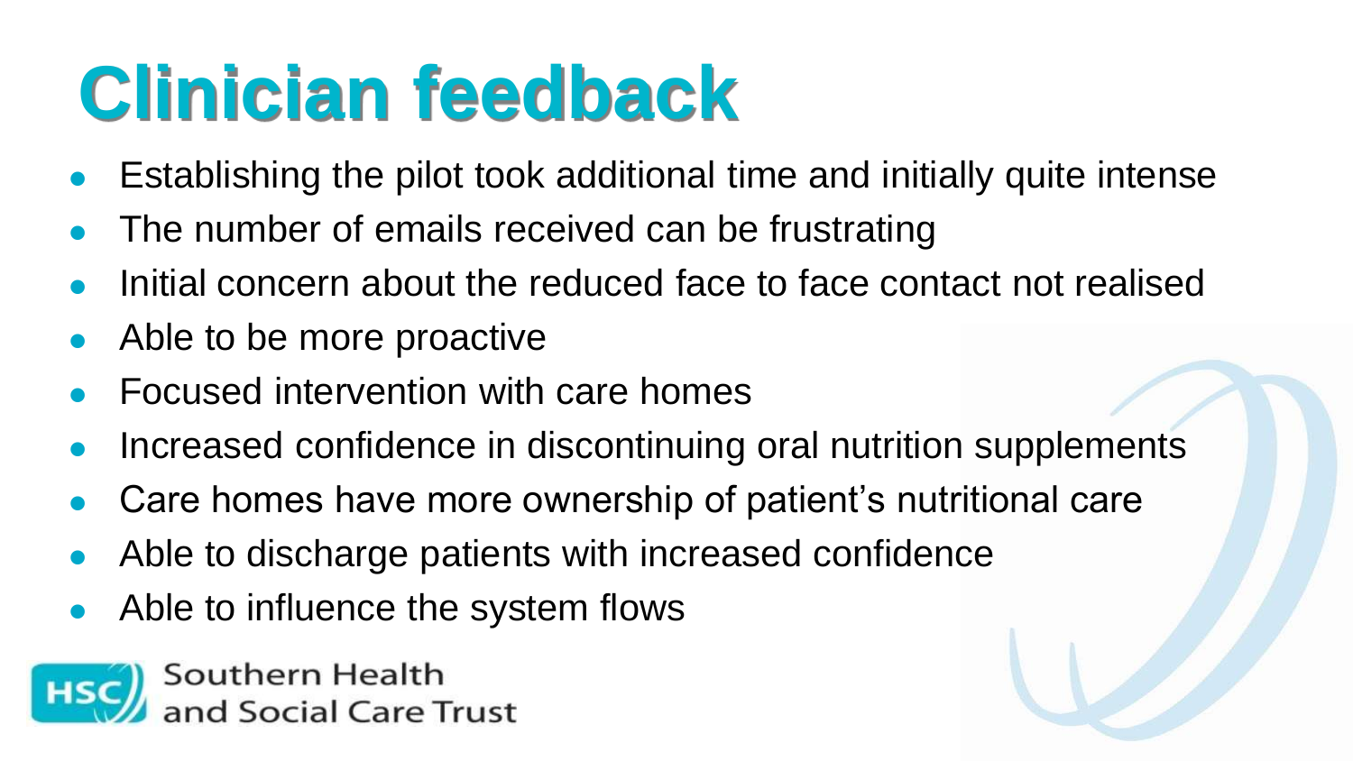# Clinician feedback

- Establishing the pilot took additional time and initially quite intense
- The number of emails received can be frustrating
- Initial concern about the reduced face to face contact not realised
- Able to be more proactive
- Focused intervention with care homes
- Increased confidence in discontinuing oral nutrition supplements
- Care homes have more ownership of patient's nutritional care
- Able to discharge patients with increased confidence
- Able to influence the system flows

HSC Southern Health and Social Care Trust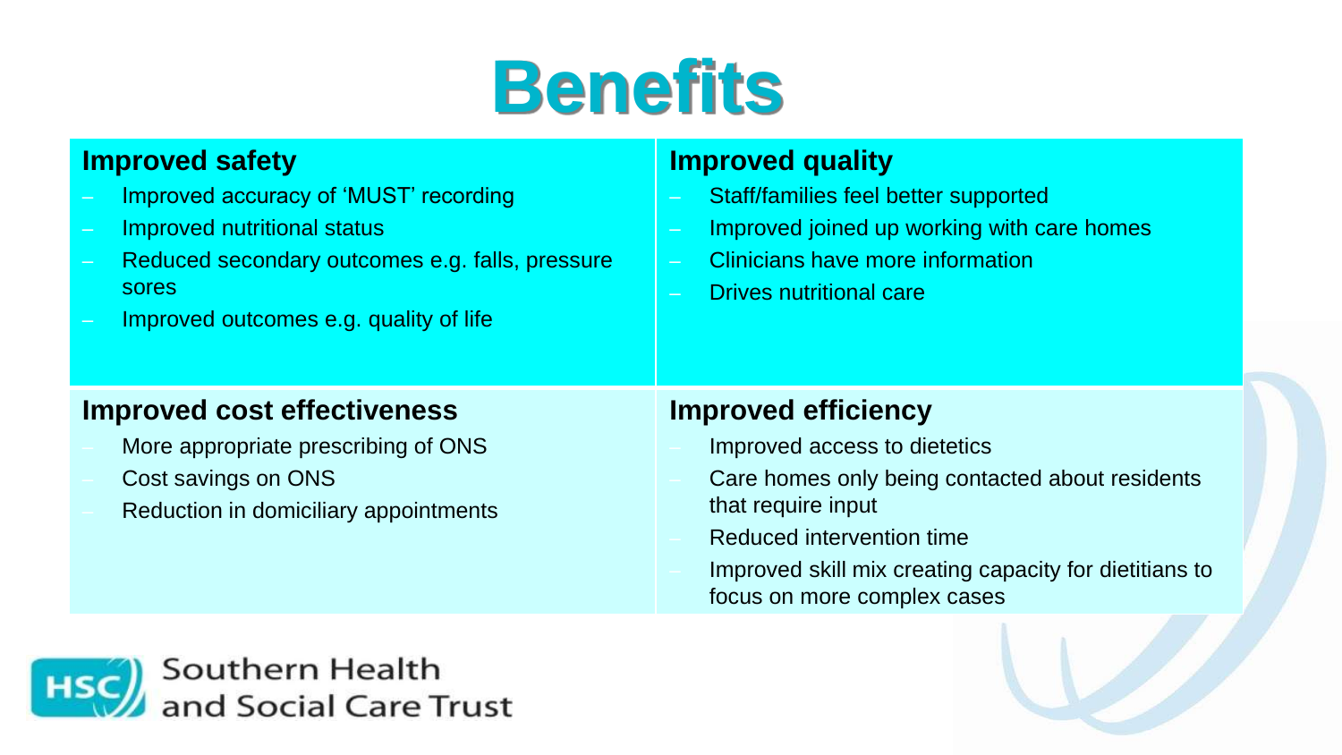# Benefits

## Improved safety

- Improved accuracy of 'MUST' recording
- Improved nutritional status
- Reduced secondary outcomes e.g. falls, pressure sores
- Improved outcomes e.g. quality of life

## Improved quality

- Staff/families feel better supported
- Improved joined up working with care homes
- Clinicians have more information
- Drives nutritional care

## Improved cost effectiveness

- More appropriate prescribing of ONS
- Cost savings on ONS
- Reduction in domiciliary appointments

## Improved efficiency

- Improved access to dietetics
- Care homes only being contacted about residents that require input
- Reduced intervention time
- Improved skill mix creating capacity for dietitians to focus on more complex cases

Southern Health and Social Care Trust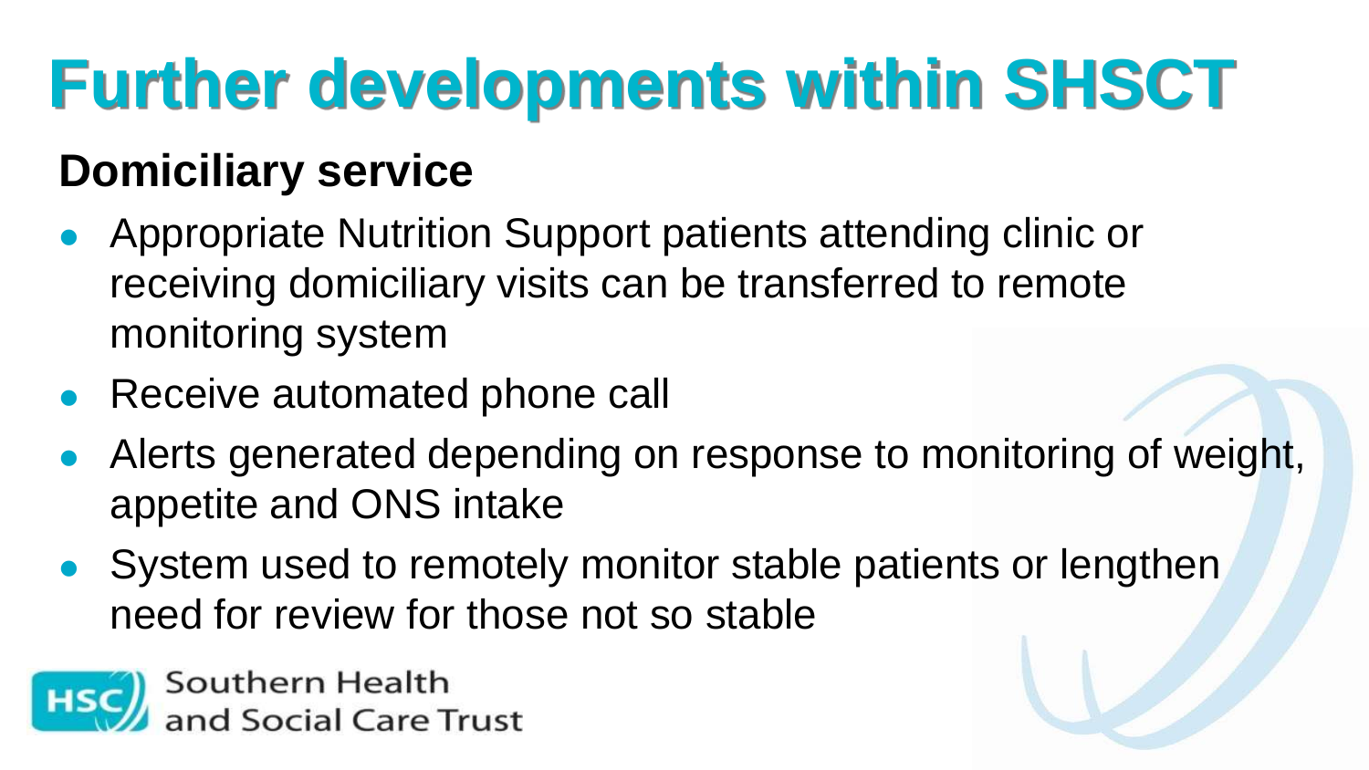# Further developments within SHSCT

## Domiciliary service

- Appropriate Nutrition Support patients attending clinic or receiving domiciliary visits can be transferred to remote monitoring system
- Receive automated phone call
- Alerts generated depending on response to monitoring of weight, appetite and ONS intake
- System used to remotely monitor stable patients or lengthen need for review for those not so stable

Southern Health and Social Care Trust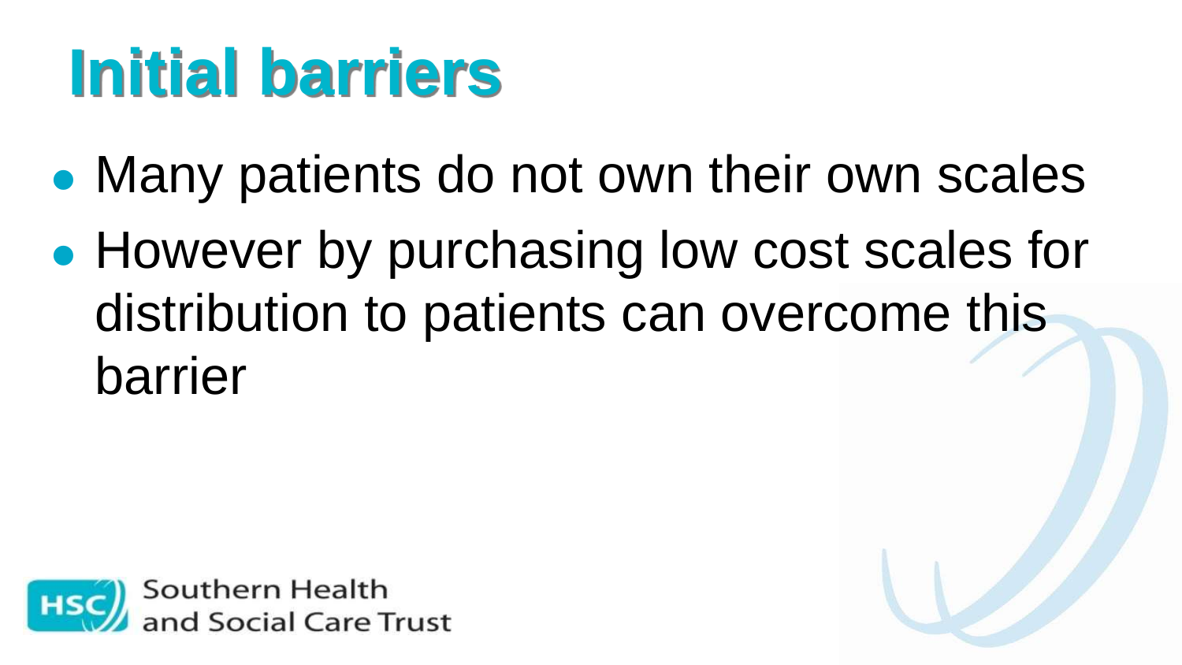# Initial barriers

- Many patients do not own their own scales
- However by purchasing low cost scales for distribution to patients can overcome this barrier

Southern Health and Social Care Trust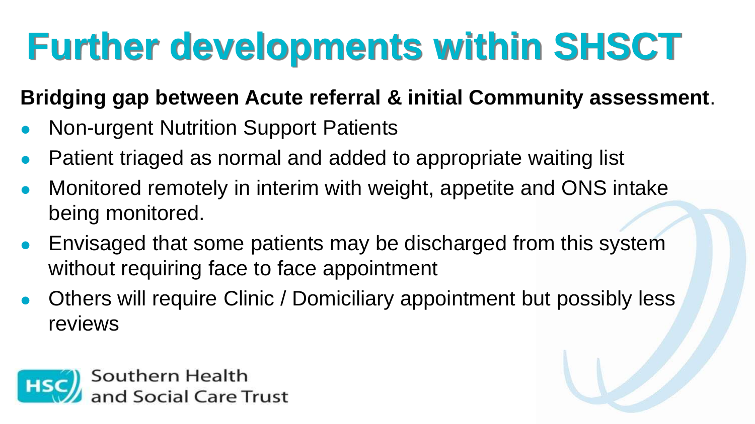# Further developments within SHSCT

**Bridging gap between Acute referral & initial Community assessment**.

- Non-urgent Nutrition Support Patients
- Patient triaged as normal and added to appropriate waiting list
- Monitored remotely in interim with weight, appetite and ONS intake being monitored.
- Envisaged that some patients may be discharged from this system without requiring face to face appointment
- Others will require Clinic / Domiciliary appointment but possibly less reviews

HSC Southern Health and Social Care Trust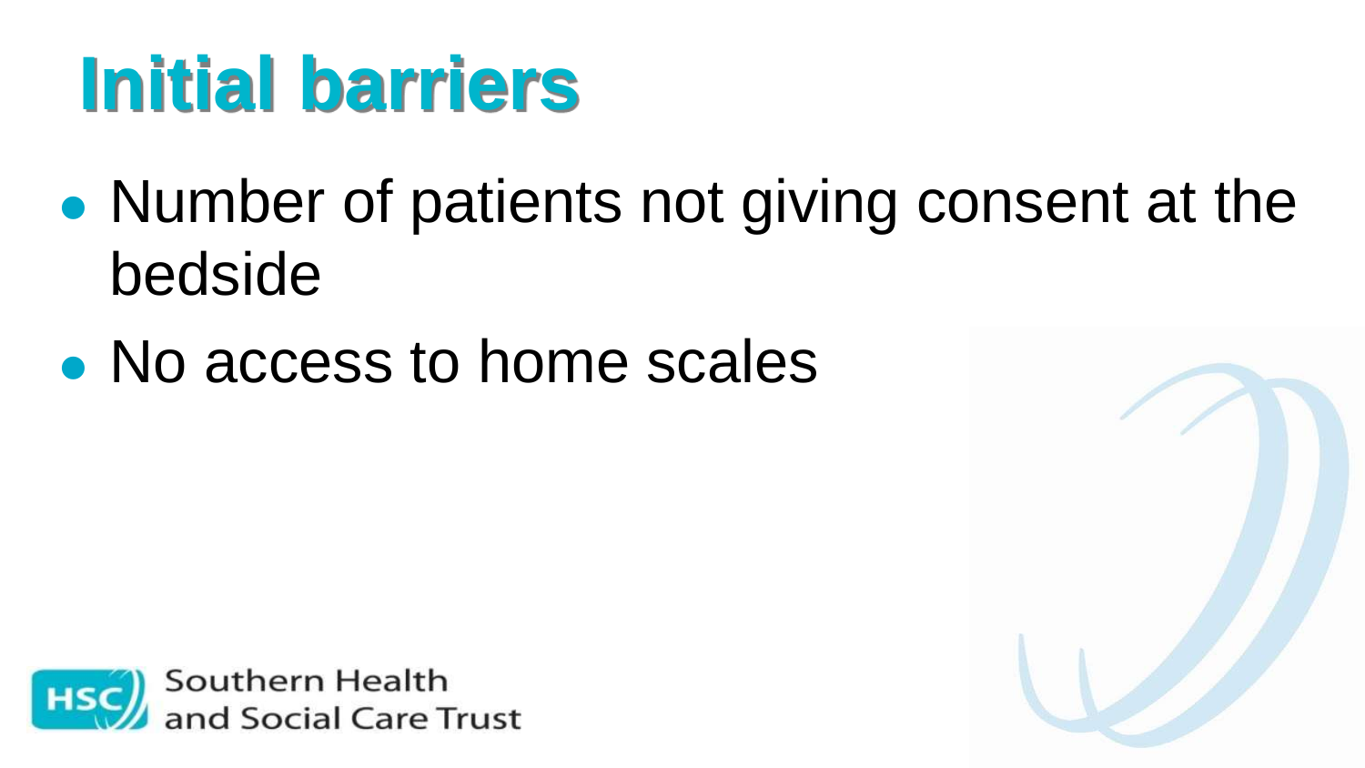# Initial barriers

- Number of patients not giving consent at the bedside
- No access to home scales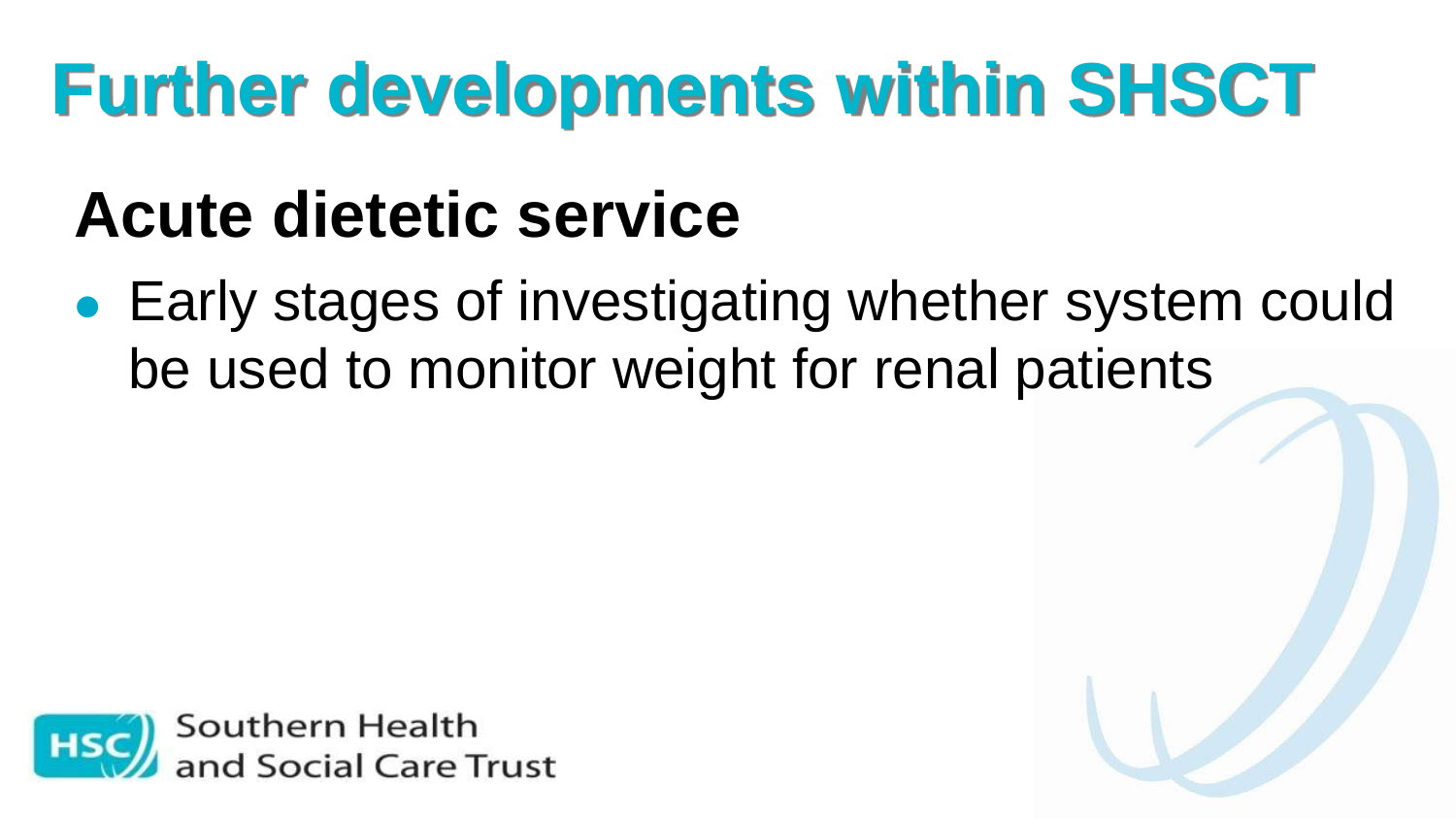# Further developments within SHSCT

## Acute dietetic service

- Early stages of investigating whether system could be used to monitor weight for renal patients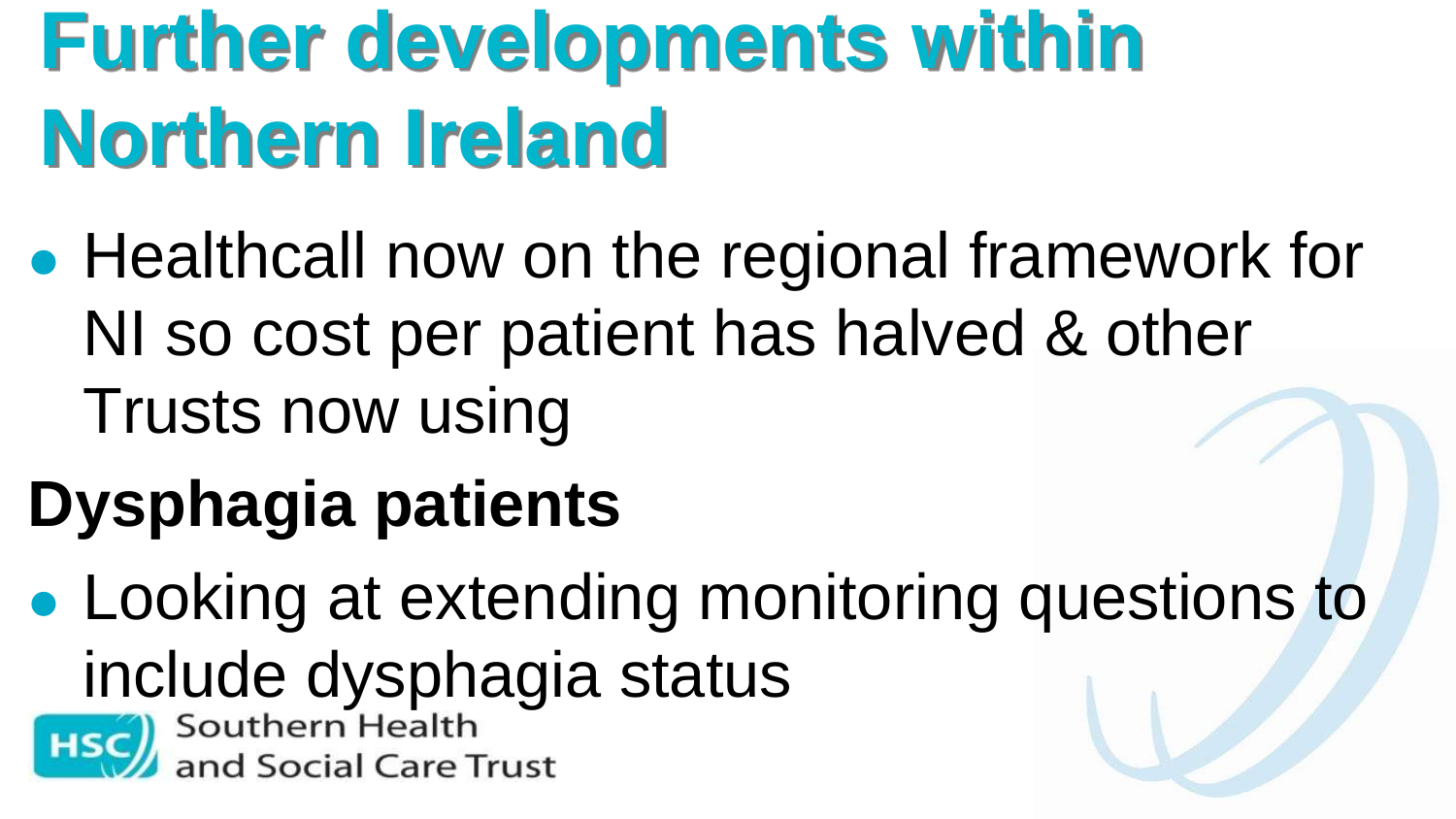# Further developments within Northern Ireland

- Healthcall now on the regional framework for NI so cost per patient has halved & other Trusts now using

## Dysphagia patients

- Looking at extending monitoring questions to include dysphagia status

Southern Health and Social Care Trust